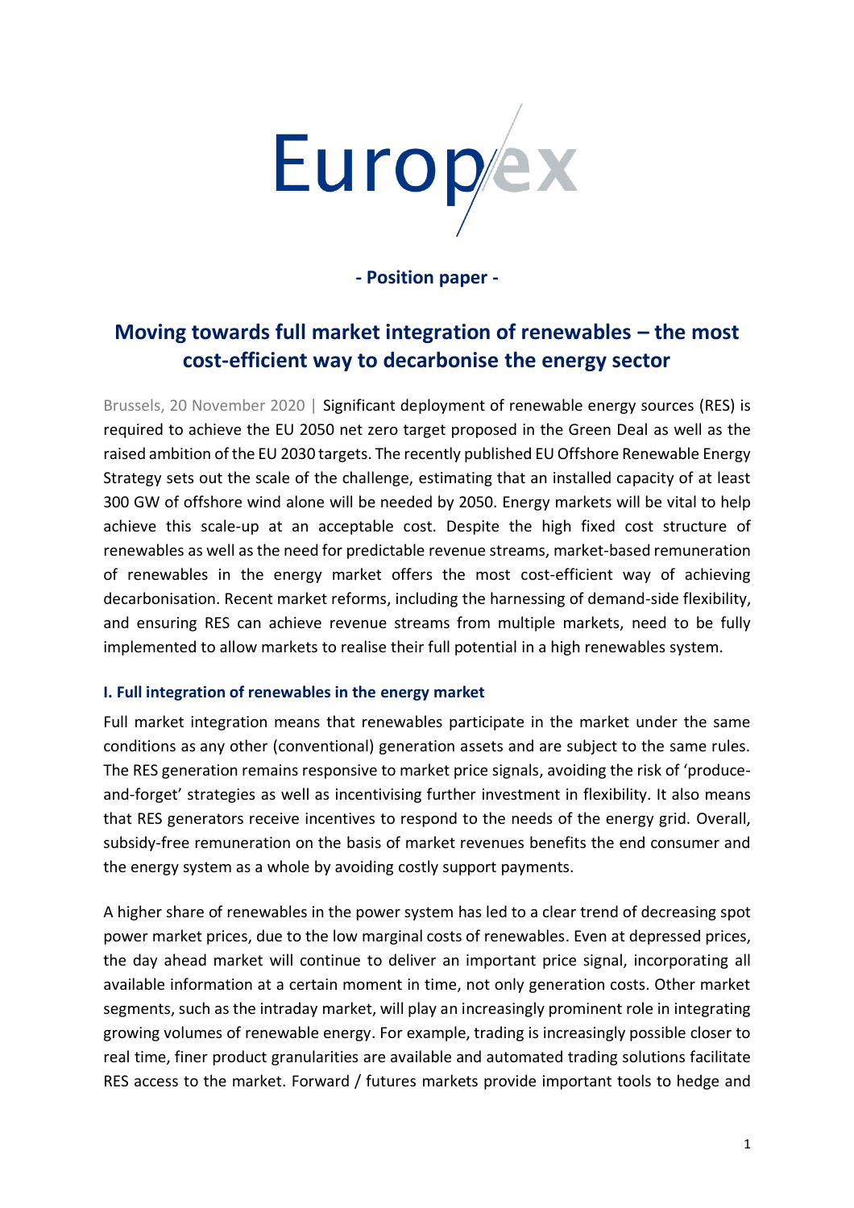Europex

**- Position paper -**

# Moving towards full market integration of renewables – the most cost-efficient way to decarbonise the energy sector

Brussels, 20 November 2020 | Significant deployment of renewable energy sources (RES) is required to achieve the EU 2050 net zero target proposed in the Green Deal as well as the raised ambition of the EU 2030 targets. The recently published EU Offshore Renewable Energy Strategy sets out the scale of the challenge, estimating that an installed capacity of at least 300 GW of offshore wind alone will be needed by 2050. Energy markets will be vital to help achieve this scale-up at an acceptable cost. Despite the high fixed cost structure of renewables as well as the need for predictable revenue streams, market-based remuneration of renewables in the energy market offers the most cost-efficient way of achieving decarbonisation. Recent market reforms, including the harnessing of demand-side flexibility, and ensuring RES can achieve revenue streams from multiple markets, need to be fully implemented to allow markets to realise their full potential in a high renewables system.

## I. Full integration of renewables in the energy market

Full market integration means that renewables participate in the market under the same conditions as any other (conventional) generation assets and are subject to the same rules. The RES generation remains responsive to market price signals, avoiding the risk of 'produce-and-forget' strategies as well as incentivising further investment in flexibility. It also means that RES generators receive incentives to respond to the needs of the energy grid. Overall, subsidy-free remuneration on the basis of market revenues benefits the end consumer and the energy system as a whole by avoiding costly support payments.

A higher share of renewables in the power system has led to a clear trend of decreasing spot power market prices, due to the low marginal costs of renewables. Even at depressed prices, the day ahead market will continue to deliver an important price signal, incorporating all available information at a certain moment in time, not only generation costs. Other market segments, such as the intraday market, will play an increasingly prominent role in integrating growing volumes of renewable energy. For example, trading is increasingly possible closer to real time, finer product granularities are available and automated trading solutions facilitate RES access to the market. Forward / futures markets provide important tools to hedge and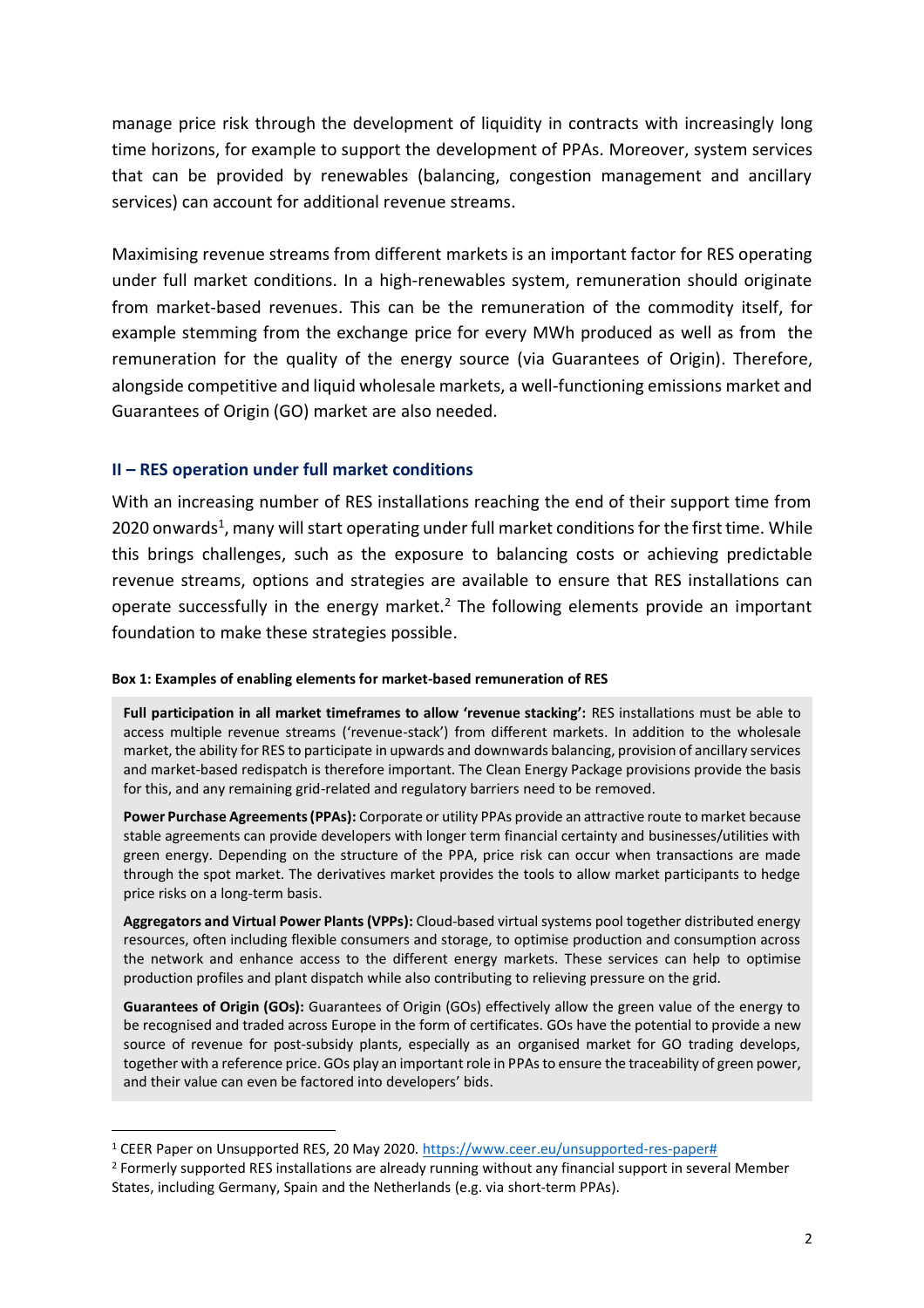manage price risk through the development of liquidity in contracts with increasingly long time horizons, for example to support the development of PPAs. Moreover, system services that can be provided by renewables (balancing, congestion management and ancillary services) can account for additional revenue streams.

Maximising revenue streams from different markets is an important factor for RES operating under full market conditions. In a high-renewables system, remuneration should originate from market-based revenues. This can be the remuneration of the commodity itself, for example stemming from the exchange price for every MWh produced as well as from the remuneration for the quality of the energy source (via Guarantees of Origin). Therefore, alongside competitive and liquid wholesale markets, a well-functioning emissions market and Guarantees of Origin (GO) market are also needed.

## II – RES operation under full market conditions

With an increasing number of RES installations reaching the end of their support time from 2020 onwards[1], many will start operating under full market conditions for the first time. While this brings challenges, such as the exposure to balancing costs or achieving predictable revenue streams, options and strategies are available to ensure that RES installations can operate successfully in the energy market.[2] The following elements provide an important foundation to make these strategies possible.

**Box 1: Examples of enabling elements for market-based remuneration of RES**

**Full participation in all market timeframes to allow 'revenue stacking':** RES installations must be able to access multiple revenue streams ('revenue-stack') from different markets. In addition to the wholesale market, the ability for RES to participate in upwards and downwards balancing, provision of ancillary services and market-based redispatch is therefore important. The Clean Energy Package provisions provide the basis for this, and any remaining grid-related and regulatory barriers need to be removed.

**Power Purchase Agreements (PPAs):** Corporate or utility PPAs provide an attractive route to market because stable agreements can provide developers with longer term financial certainty and businesses/utilities with green energy. Depending on the structure of the PPA, price risk can occur when transactions are made through the spot market. The derivatives market provides the tools to allow market participants to hedge price risks on a long-term basis.

**Aggregators and Virtual Power Plants (VPPs):** Cloud-based virtual systems pool together distributed energy resources, often including flexible consumers and storage, to optimise production and consumption across the network and enhance access to the different energy markets. These services can help to optimise production profiles and plant dispatch while also contributing to relieving pressure on the grid.

**Guarantees of Origin (GOs):** Guarantees of Origin (GOs) effectively allow the green value of the energy to be recognised and traded across Europe in the form of certificates. GOs have the potential to provide a new source of revenue for post-subsidy plants, especially as an organised market for GO trading develops, together with a reference price. GOs play an important role in PPAs to ensure the traceability of green power, and their value can even be factored into developers' bids.

---

[1] CEER Paper on Unsupported RES, 20 May 2020. https://www.ceer.eu/unsupported-res-paper#

[2] Formerly supported RES installations are already running without any financial support in several Member States, including Germany, Spain and the Netherlands (e.g. via short-term PPAs).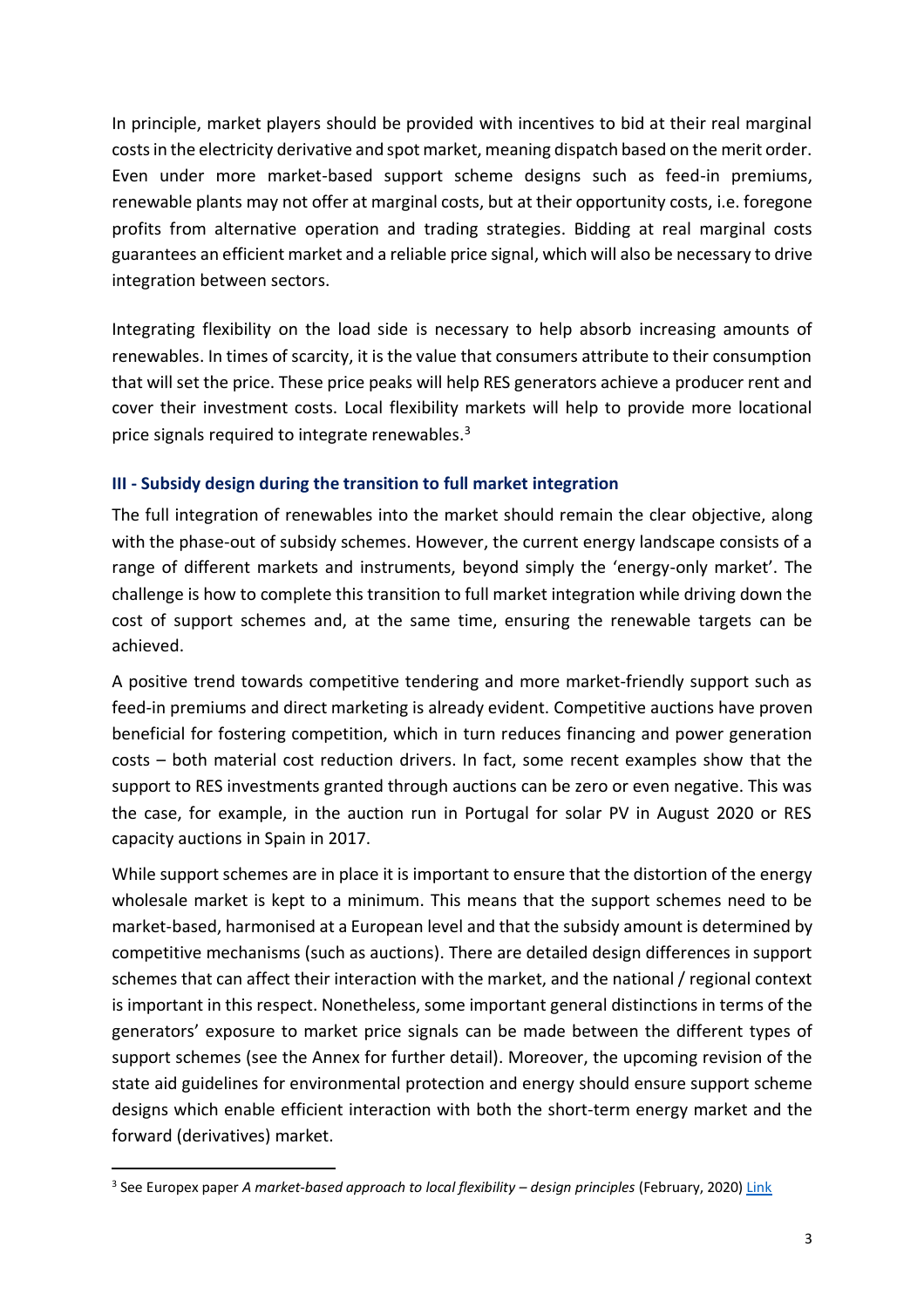In principle, market players should be provided with incentives to bid at their real marginal costs in the electricity derivative and spot market, meaning dispatch based on the merit order. Even under more market-based support scheme designs such as feed-in premiums, renewable plants may not offer at marginal costs, but at their opportunity costs, i.e. foregone profits from alternative operation and trading strategies. Bidding at real marginal costs guarantees an efficient market and a reliable price signal, which will also be necessary to drive integration between sectors.

Integrating flexibility on the load side is necessary to help absorb increasing amounts of renewables. In times of scarcity, it is the value that consumers attribute to their consumption that will set the price. These price peaks will help RES generators achieve a producer rent and cover their investment costs. Local flexibility markets will help to provide more locational price signals required to integrate renewables.[3]

### III - Subsidy design during the transition to full market integration

The full integration of renewables into the market should remain the clear objective, along with the phase-out of subsidy schemes. However, the current energy landscape consists of a range of different markets and instruments, beyond simply the 'energy-only market'. The challenge is how to complete this transition to full market integration while driving down the cost of support schemes and, at the same time, ensuring the renewable targets can be achieved.

A positive trend towards competitive tendering and more market-friendly support such as feed-in premiums and direct marketing is already evident. Competitive auctions have proven beneficial for fostering competition, which in turn reduces financing and power generation costs – both material cost reduction drivers. In fact, some recent examples show that the support to RES investments granted through auctions can be zero or even negative. This was the case, for example, in the auction run in Portugal for solar PV in August 2020 or RES capacity auctions in Spain in 2017.

While support schemes are in place it is important to ensure that the distortion of the energy wholesale market is kept to a minimum. This means that the support schemes need to be market-based, harmonised at a European level and that the subsidy amount is determined by competitive mechanisms (such as auctions). There are detailed design differences in support schemes that can affect their interaction with the market, and the national / regional context is important in this respect. Nonetheless, some important general distinctions in terms of the generators' exposure to market price signals can be made between the different types of support schemes (see the Annex for further detail). Moreover, the upcoming revision of the state aid guidelines for environmental protection and energy should ensure support scheme designs which enable efficient interaction with both the short-term energy market and the forward (derivatives) market.

---

[3] See Europex paper *A market-based approach to local flexibility – design principles* (February, 2020) Link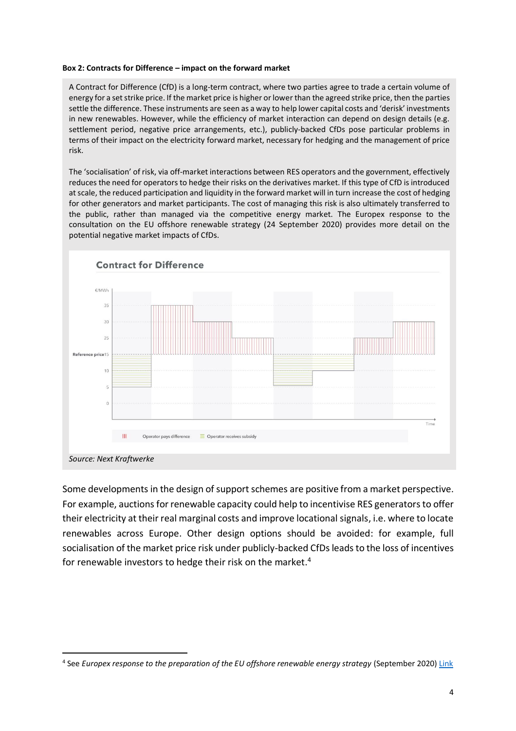**Box 2: Contracts for Difference – impact on the forward market**

A Contract for Difference (CfD) is a long-term contract, where two parties agree to trade a certain volume of energy for a set strike price. If the market price is higher or lower than the agreed strike price, then the parties settle the difference. These instruments are seen as a way to help lower capital costs and 'derisk' investments in new renewables. However, while the efficiency of market interaction can depend on design details (e.g. settlement period, negative price arrangements, etc.), publicly-backed CfDs pose particular problems in terms of their impact on the electricity forward market, necessary for hedging and the management of price risk.

The 'socialisation' of risk, via off-market interactions between RES operators and the government, effectively reduces the need for operators to hedge their risks on the derivatives market. If this type of CfD is introduced at scale, the reduced participation and liquidity in the forward market will in turn increase the cost of hedging for other generators and market participants. The cost of managing this risk is also ultimately transferred to the public, rather than managed via the competitive energy market. The Europex response to the consultation on the EU offshore renewable strategy (24 September 2020) provides more detail on the potential negative market impacts of CfDs.

Contract for Difference

€/MWh, Reference price 15, Time

Operator pays difference | Operator receives subsidy

*Source: Next Kraftwerke*

Some developments in the design of support schemes are positive from a market perspective. For example, auctions for renewable capacity could help to incentivise RES generators to offer their electricity at their real marginal costs and improve locational signals, i.e. where to locate renewables across Europe. Other design options should be avoided: for example, full socialisation of the market price risk under publicly-backed CfDs leads to the loss of incentives for renewable investors to hedge their risk on the market.[4]

---

[4] See *Europex response to the preparation of the EU offshore renewable energy strategy* (September 2020) Link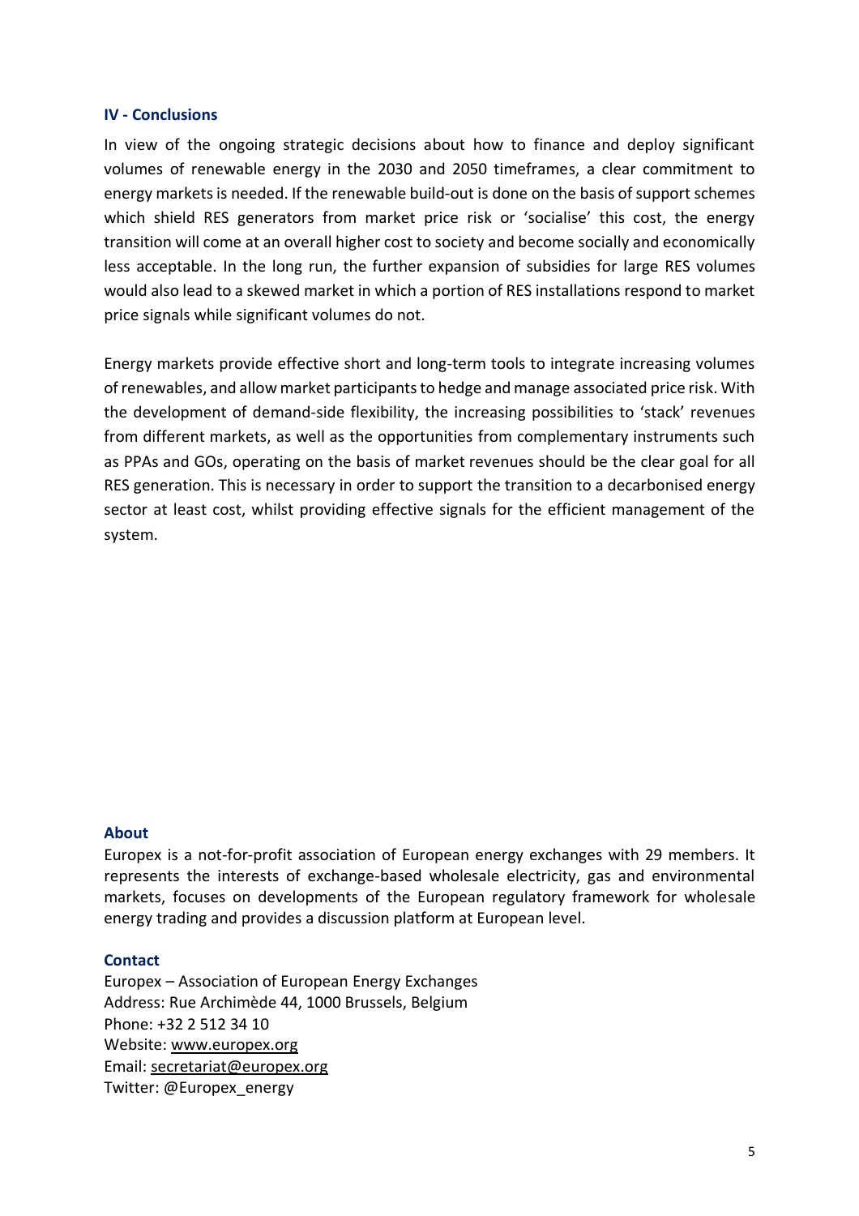## IV - Conclusions

In view of the ongoing strategic decisions about how to finance and deploy significant volumes of renewable energy in the 2030 and 2050 timeframes, a clear commitment to energy markets is needed. If the renewable build-out is done on the basis of support schemes which shield RES generators from market price risk or 'socialise' this cost, the energy transition will come at an overall higher cost to society and become socially and economically less acceptable. In the long run, the further expansion of subsidies for large RES volumes would also lead to a skewed market in which a portion of RES installations respond to market price signals while significant volumes do not.

Energy markets provide effective short and long-term tools to integrate increasing volumes of renewables, and allow market participants to hedge and manage associated price risk. With the development of demand-side flexibility, the increasing possibilities to 'stack' revenues from different markets, as well as the opportunities from complementary instruments such as PPAs and GOs, operating on the basis of market revenues should be the clear goal for all RES generation. This is necessary in order to support the transition to a decarbonised energy sector at least cost, whilst providing effective signals for the efficient management of the system.

### About

Europex is a not-for-profit association of European energy exchanges with 29 members. It represents the interests of exchange-based wholesale electricity, gas and environmental markets, focuses on developments of the European regulatory framework for wholesale energy trading and provides a discussion platform at European level.

### Contact

Europex – Association of European Energy Exchanges
Address: Rue Archimède 44, 1000 Brussels, Belgium
Phone: +32 2 512 34 10
Website: www.europex.org
Email: secretariat@europex.org
Twitter: @Europex_energy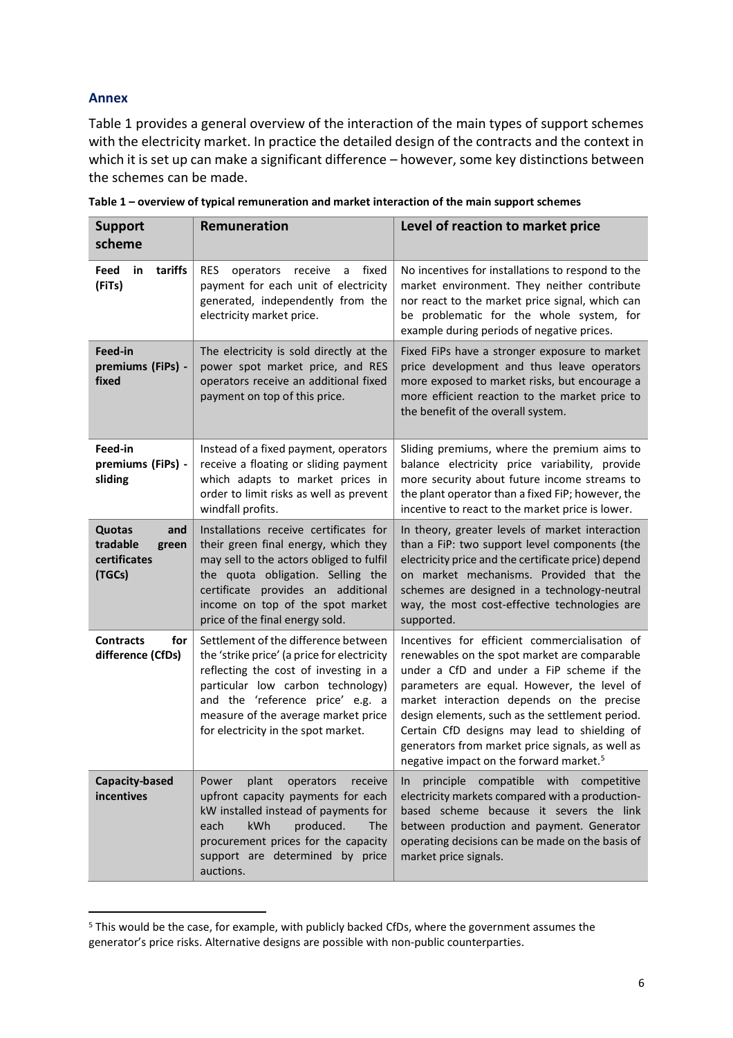## Annex

Table 1 provides a general overview of the interaction of the main types of support schemes with the electricity market. In practice the detailed design of the contracts and the context in which it is set up can make a significant difference – however, some key distinctions between the schemes can be made.

**Table 1 – overview of typical remuneration and market interaction of the main support schemes**

| Support scheme | Remuneration | Level of reaction to market price |
|---|---|---|
| **Feed in tariffs (FiTs)** | RES operators receive a fixed payment for each unit of electricity generated, independently from the electricity market price. | No incentives for installations to respond to the market environment. They neither contribute nor react to the market price signal, which can be problematic for the whole system, for example during periods of negative prices. |
| **Feed-in premiums (FiPs) - fixed** | The electricity is sold directly at the power spot market price, and RES operators receive an additional fixed payment on top of this price. | Fixed FiPs have a stronger exposure to market price development and thus leave operators more exposed to market risks, but encourage a more efficient reaction to the market price to the benefit of the overall system. |
| **Feed-in premiums (FiPs) - sliding** | Instead of a fixed payment, operators receive a floating or sliding payment which adapts to market prices in order to limit risks as well as prevent windfall profits. | Sliding premiums, where the premium aims to balance electricity price variability, provide more security about future income streams to the plant operator than a fixed FiP; however, the incentive to react to the market price is lower. |
| **Quotas and tradable green certificates (TGCs)** | Installations receive certificates for their green final energy, which they may sell to the actors obliged to fulfil the quota obligation. Selling the certificate provides an additional income on top of the spot market price of the final energy sold. | In theory, greater levels of market interaction than a FiP: two support level components (the electricity price and the certificate price) depend on market mechanisms. Provided that the schemes are designed in a technology-neutral way, the most cost-effective technologies are supported. |
| **Contracts for difference (CfDs)** | Settlement of the difference between the 'strike price' (a price for electricity reflecting the cost of investing in a particular low carbon technology) and the 'reference price' e.g. a measure of the average market price for electricity in the spot market. | Incentives for efficient commercialisation of renewables on the spot market are comparable under a CfD and under a FiP scheme if the parameters are equal. However, the level of market interaction depends on the precise design elements, such as the settlement period. Certain CfD designs may lead to shielding of generators from market price signals, as well as negative impact on the forward market.[5] |
| **Capacity-based incentives** | Power plant operators receive upfront capacity payments for each kW installed instead of payments for each kWh produced. The procurement prices for the capacity support are determined by price auctions. | In principle compatible with competitive electricity markets compared with a production-based scheme because it severs the link between production and payment. Generator operating decisions can be made on the basis of market price signals. |

[5] This would be the case, for example, with publicly backed CfDs, where the government assumes the generator's price risks. Alternative designs are possible with non-public counterparties.